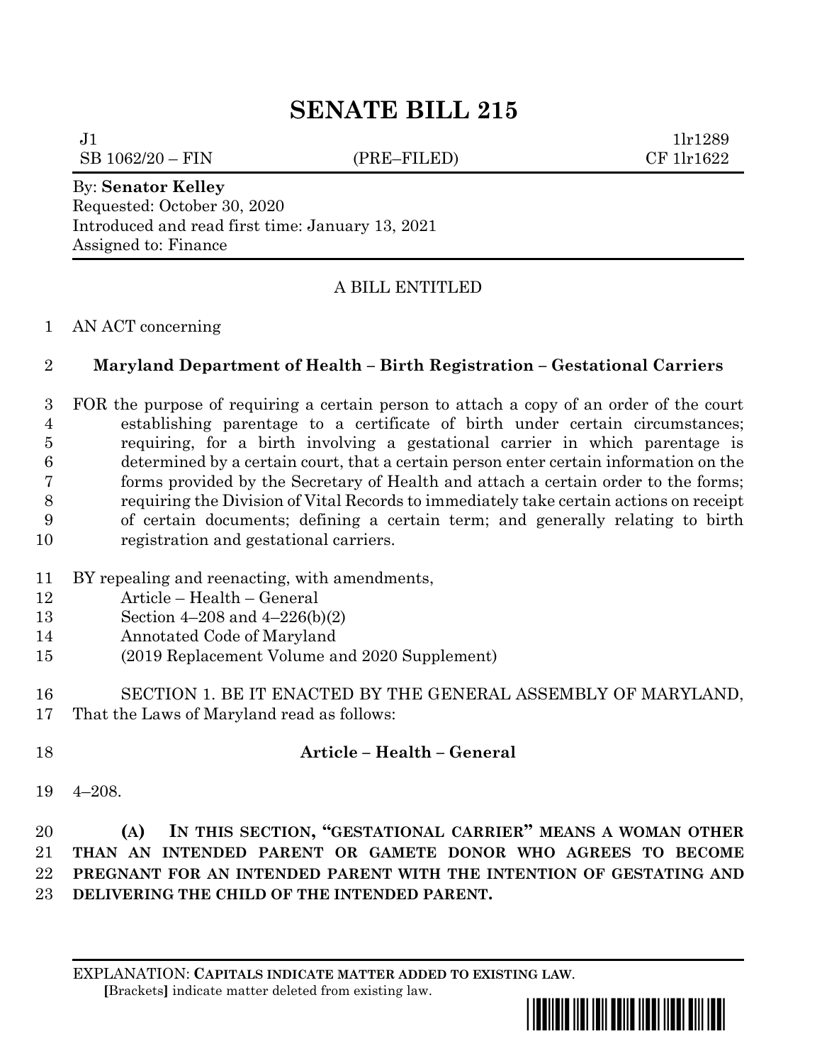# SENATE BILL 215

J1 1lr1289
SB 1062/20 – FIN (PRE–FILED) CF 1lr1622

By: **Senator Kelley**
Requested: October 30, 2020
Introduced and read first time: January 13, 2021
Assigned to: Finance

A BILL ENTITLED

1 AN ACT concerning

2 **Maryland Department of Health – Birth Registration – Gestational Carriers**

3 FOR the purpose of requiring a certain person to attach a copy of an order of the court
4 establishing parentage to a certificate of birth under certain circumstances;
5 requiring, for a birth involving a gestational carrier in which parentage is
6 determined by a certain court, that a certain person enter certain information on the
7 forms provided by the Secretary of Health and attach a certain order to the forms;
8 requiring the Division of Vital Records to immediately take certain actions on receipt
9 of certain documents; defining a certain term; and generally relating to birth
10 registration and gestational carriers.

11 BY repealing and reenacting, with amendments,
12 Article – Health – General
13 Section 4–208 and 4–226(b)(2)
14 Annotated Code of Maryland
15 (2019 Replacement Volume and 2020 Supplement)

16 SECTION 1. BE IT ENACTED BY THE GENERAL ASSEMBLY OF MARYLAND,
17 That the Laws of Maryland read as follows:

18 **Article – Health – General**

19 4–208.

20 **(A) IN THIS SECTION, "GESTATIONAL CARRIER" MEANS A WOMAN OTHER**
21 **THAN AN INTENDED PARENT OR GAMETE DONOR WHO AGREES TO BECOME**
22 **PREGNANT FOR AN INTENDED PARENT WITH THE INTENTION OF GESTATING AND**
23 **DELIVERING THE CHILD OF THE INTENDED PARENT.**

EXPLANATION: **CAPITALS INDICATE MATTER ADDED TO EXISTING LAW.**
[Brackets] indicate matter deleted from existing law.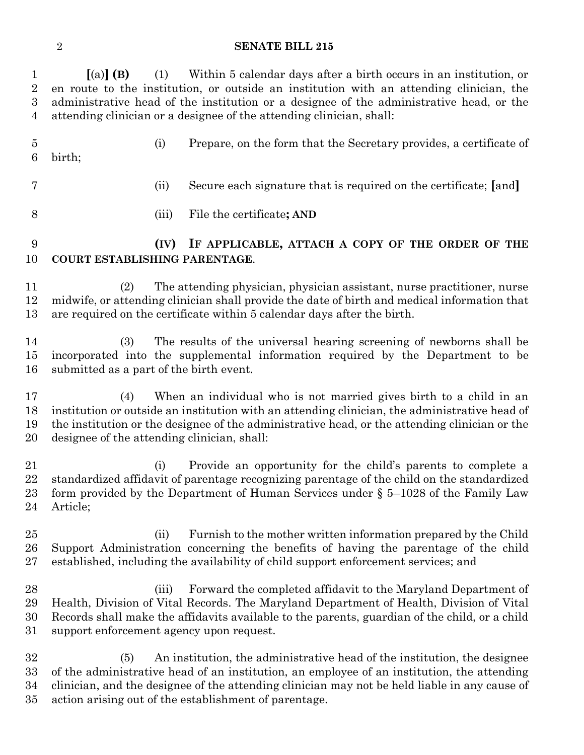**[**(a)**] (B)** (1) Within 5 calendar days after a birth occurs in an institution, or en route to the institution, or outside an institution with an attending clinician, the administrative head of the institution or a designee of the administrative head, or the attending clinician or a designee of the attending clinician, shall:

(i) Prepare, on the form that the Secretary provides, a certificate of birth;

(ii) Secure each signature that is required on the certificate; **[**and**]**

(iii) File the certificate**; AND**

**(IV) IF APPLICABLE, ATTACH A COPY OF THE ORDER OF THE COURT ESTABLISHING PARENTAGE**.

(2) The attending physician, physician assistant, nurse practitioner, nurse midwife, or attending clinician shall provide the date of birth and medical information that are required on the certificate within 5 calendar days after the birth.

(3) The results of the universal hearing screening of newborns shall be incorporated into the supplemental information required by the Department to be submitted as a part of the birth event.

(4) When an individual who is not married gives birth to a child in an institution or outside an institution with an attending clinician, the administrative head of the institution or the designee of the administrative head, or the attending clinician or the designee of the attending clinician, shall:

(i) Provide an opportunity for the child's parents to complete a standardized affidavit of parentage recognizing parentage of the child on the standardized form provided by the Department of Human Services under § 5–1028 of the Family Law Article;

(ii) Furnish to the mother written information prepared by the Child Support Administration concerning the benefits of having the parentage of the child established, including the availability of child support enforcement services; and

(iii) Forward the completed affidavit to the Maryland Department of Health, Division of Vital Records. The Maryland Department of Health, Division of Vital Records shall make the affidavits available to the parents, guardian of the child, or a child support enforcement agency upon request.

(5) An institution, the administrative head of the institution, the designee of the administrative head of an institution, an employee of an institution, the attending clinician, and the designee of the attending clinician may not be held liable in any cause of action arising out of the establishment of parentage.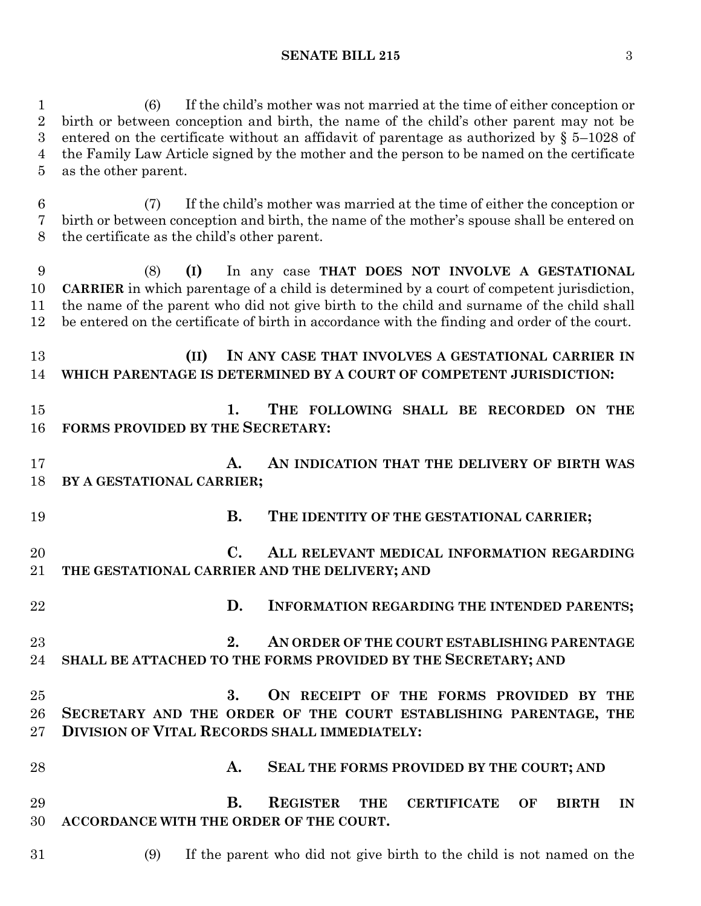(6) If the child's mother was not married at the time of either conception or birth or between conception and birth, the name of the child's other parent may not be entered on the certificate without an affidavit of parentage as authorized by § 5–1028 of the Family Law Article signed by the mother and the person to be named on the certificate as the other parent.

(7) If the child's mother was married at the time of either the conception or birth or between conception and birth, the name of the mother's spouse shall be entered on the certificate as the child's other parent.

(8) **(I)** In any case **THAT DOES NOT INVOLVE A GESTATIONAL CARRIER** in which parentage of a child is determined by a court of competent jurisdiction, the name of the parent who did not give birth to the child and surname of the child shall be entered on the certificate of birth in accordance with the finding and order of the court.

**(II) IN ANY CASE THAT INVOLVES A GESTATIONAL CARRIER IN WHICH PARENTAGE IS DETERMINED BY A COURT OF COMPETENT JURISDICTION:**

**1. THE FOLLOWING SHALL BE RECORDED ON THE FORMS PROVIDED BY THE SECRETARY:**

**A. AN INDICATION THAT THE DELIVERY OF BIRTH WAS BY A GESTATIONAL CARRIER;**

**B. THE IDENTITY OF THE GESTATIONAL CARRIER;**

**C. ALL RELEVANT MEDICAL INFORMATION REGARDING THE GESTATIONAL CARRIER AND THE DELIVERY; AND**

**D. INFORMATION REGARDING THE INTENDED PARENTS;**

**2. AN ORDER OF THE COURT ESTABLISHING PARENTAGE SHALL BE ATTACHED TO THE FORMS PROVIDED BY THE SECRETARY; AND**

**3. ON RECEIPT OF THE FORMS PROVIDED BY THE SECRETARY AND THE ORDER OF THE COURT ESTABLISHING PARENTAGE, THE DIVISION OF VITAL RECORDS SHALL IMMEDIATELY:**

**A. SEAL THE FORMS PROVIDED BY THE COURT; AND**

**B. REGISTER THE CERTIFICATE OF BIRTH IN ACCORDANCE WITH THE ORDER OF THE COURT.**

(9) If the parent who did not give birth to the child is not named on the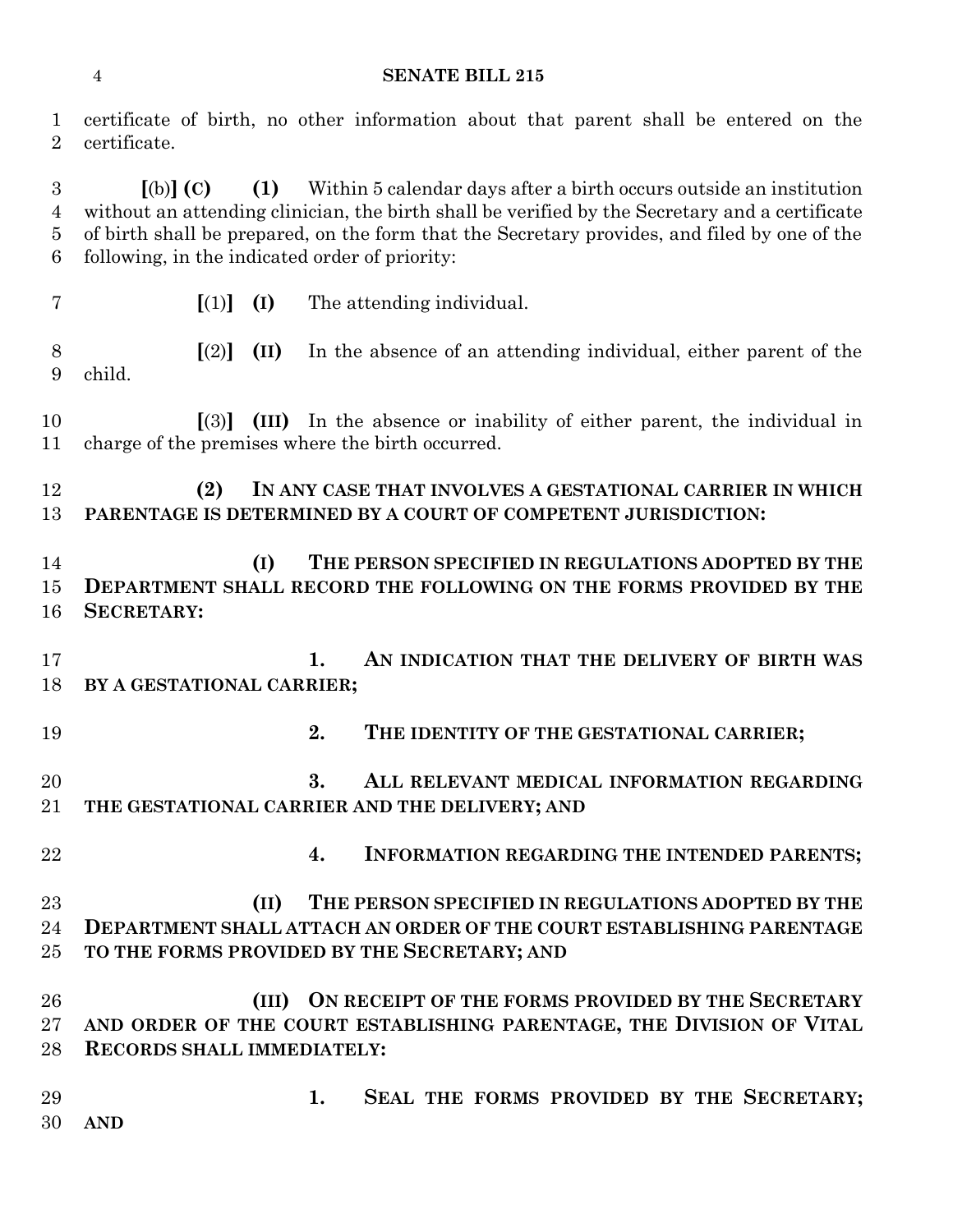certificate of birth, no other information about that parent shall be entered on the certificate.

[(b)] **(C)** **(1)** Within 5 calendar days after a birth occurs outside an institution without an attending clinician, the birth shall be verified by the Secretary and a certificate of birth shall be prepared, on the form that the Secretary provides, and filed by one of the following, in the indicated order of priority:

[(1)] **(I)** The attending individual.

[(2)] **(II)** In the absence of an attending individual, either parent of the child.

[(3)] **(III)** In the absence or inability of either parent, the individual in charge of the premises where the birth occurred.

**(2) IN ANY CASE THAT INVOLVES A GESTATIONAL CARRIER IN WHICH PARENTAGE IS DETERMINED BY A COURT OF COMPETENT JURISDICTION:**

**(I) THE PERSON SPECIFIED IN REGULATIONS ADOPTED BY THE DEPARTMENT SHALL RECORD THE FOLLOWING ON THE FORMS PROVIDED BY THE SECRETARY:**

**1. AN INDICATION THAT THE DELIVERY OF BIRTH WAS BY A GESTATIONAL CARRIER;**

**2. THE IDENTITY OF THE GESTATIONAL CARRIER;**

**3. ALL RELEVANT MEDICAL INFORMATION REGARDING THE GESTATIONAL CARRIER AND THE DELIVERY; AND**

**4. INFORMATION REGARDING THE INTENDED PARENTS;**

**(II) THE PERSON SPECIFIED IN REGULATIONS ADOPTED BY THE DEPARTMENT SHALL ATTACH AN ORDER OF THE COURT ESTABLISHING PARENTAGE TO THE FORMS PROVIDED BY THE SECRETARY; AND**

**(III) ON RECEIPT OF THE FORMS PROVIDED BY THE SECRETARY AND ORDER OF THE COURT ESTABLISHING PARENTAGE, THE DIVISION OF VITAL RECORDS SHALL IMMEDIATELY:**

**1. SEAL THE FORMS PROVIDED BY THE SECRETARY; AND**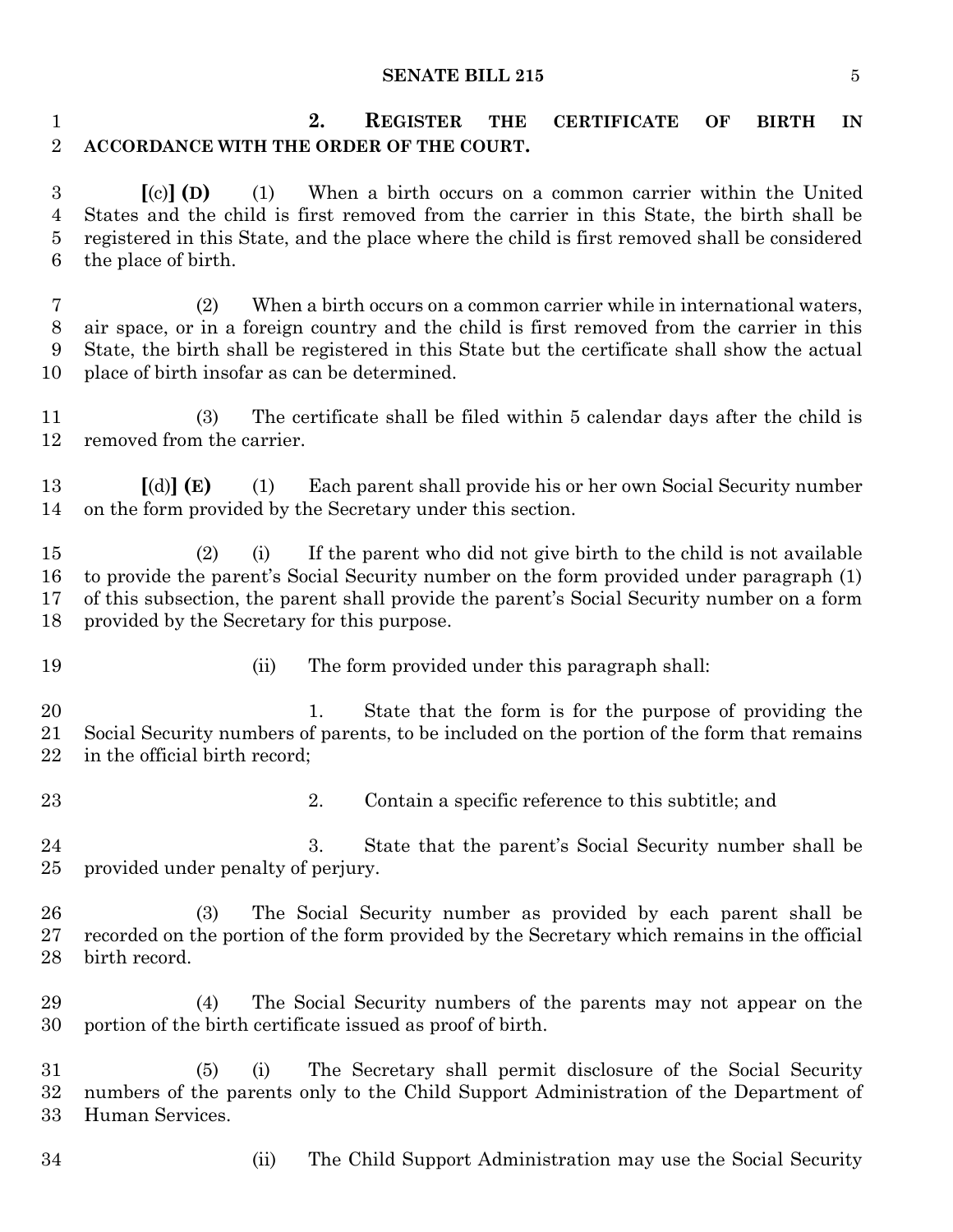**2. REGISTER THE CERTIFICATE OF BIRTH IN ACCORDANCE WITH THE ORDER OF THE COURT.**

[(c)] **(D)** (1) When a birth occurs on a common carrier within the United States and the child is first removed from the carrier in this State, the birth shall be registered in this State, and the place where the child is first removed shall be considered the place of birth.

(2) When a birth occurs on a common carrier while in international waters, air space, or in a foreign country and the child is first removed from the carrier in this State, the birth shall be registered in this State but the certificate shall show the actual place of birth insofar as can be determined.

(3) The certificate shall be filed within 5 calendar days after the child is removed from the carrier.

[(d)] **(E)** (1) Each parent shall provide his or her own Social Security number on the form provided by the Secretary under this section.

(2) (i) If the parent who did not give birth to the child is not available to provide the parent's Social Security number on the form provided under paragraph (1) of this subsection, the parent shall provide the parent's Social Security number on a form provided by the Secretary for this purpose.

(ii) The form provided under this paragraph shall:

1. State that the form is for the purpose of providing the Social Security numbers of parents, to be included on the portion of the form that remains in the official birth record;

2. Contain a specific reference to this subtitle; and

3. State that the parent's Social Security number shall be provided under penalty of perjury.

(3) The Social Security number as provided by each parent shall be recorded on the portion of the form provided by the Secretary which remains in the official birth record.

(4) The Social Security numbers of the parents may not appear on the portion of the birth certificate issued as proof of birth.

(5) (i) The Secretary shall permit disclosure of the Social Security numbers of the parents only to the Child Support Administration of the Department of Human Services.

(ii) The Child Support Administration may use the Social Security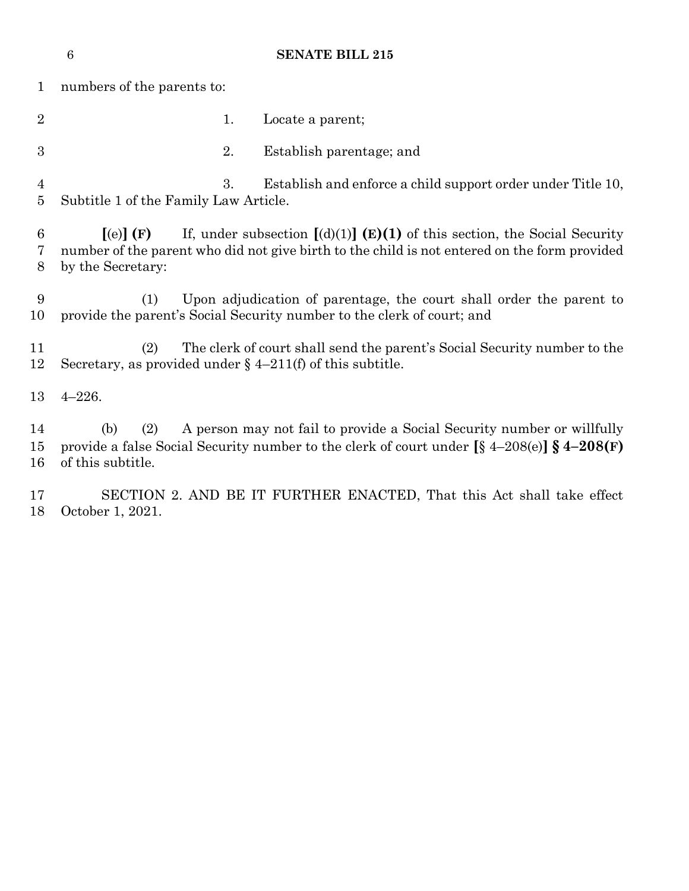numbers of the parents to:

1. Locate a parent;

2. Establish parentage; and

3. Establish and enforce a child support order under Title 10, Subtitle 1 of the Family Law Article.

**[**(e)**] (F)** If, under subsection **[**(d)(1)**] (E)(1)** of this section, the Social Security number of the parent who did not give birth to the child is not entered on the form provided by the Secretary:

(1) Upon adjudication of parentage, the court shall order the parent to provide the parent's Social Security number to the clerk of court; and

(2) The clerk of court shall send the parent's Social Security number to the Secretary, as provided under § 4–211(f) of this subtitle.

4–226.

(b) (2) A person may not fail to provide a Social Security number or willfully provide a false Social Security number to the clerk of court under **[**§ 4–208(e)**] § 4–208(F)** of this subtitle.

SECTION 2. AND BE IT FURTHER ENACTED, That this Act shall take effect October 1, 2021.